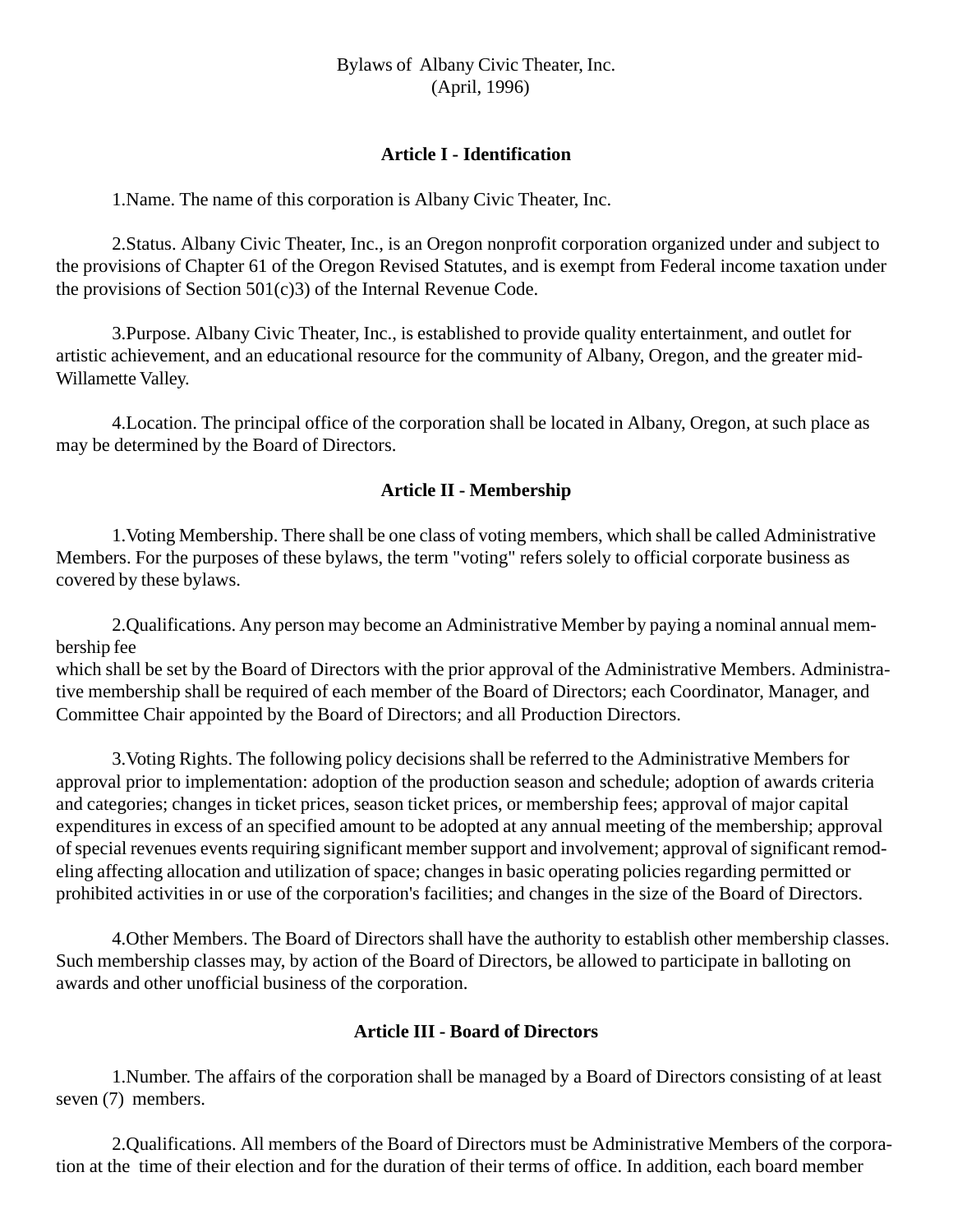# Bylaws of Albany Civic Theater, Inc.
(April, 1996)

## Article I - Identification

1.Name. The name of this corporation is Albany Civic Theater, Inc.

2.Status. Albany Civic Theater, Inc., is an Oregon nonprofit corporation organized under and subject to the provisions of Chapter 61 of the Oregon Revised Statutes, and is exempt from Federal income taxation under the provisions of Section 501(c)3) of the Internal Revenue Code.

3.Purpose. Albany Civic Theater, Inc., is established to provide quality entertainment, and outlet for artistic achievement, and an educational resource for the community of Albany, Oregon, and the greater mid-Willamette Valley.

4.Location. The principal office of the corporation shall be located in Albany, Oregon, at such place as may be determined by the Board of Directors.

## Article II - Membership

1.Voting Membership. There shall be one class of voting members, which shall be called Administrative Members. For the purposes of these bylaws, the term "voting" refers solely to official corporate business as covered by these bylaws.

2.Qualifications. Any person may become an Administrative Member by paying a nominal annual membership fee which shall be set by the Board of Directors with the prior approval of the Administrative Members. Administrative membership shall be required of each member of the Board of Directors; each Coordinator, Manager, and Committee Chair appointed by the Board of Directors; and all Production Directors.

3.Voting Rights. The following policy decisions shall be referred to the Administrative Members for approval prior to implementation: adoption of the production season and schedule; adoption of awards criteria and categories; changes in ticket prices, season ticket prices, or membership fees; approval of major capital expenditures in excess of an specified amount to be adopted at any annual meeting of the membership; approval of special revenues events requiring significant member support and involvement; approval of significant remodeling affecting allocation and utilization of space; changes in basic operating policies regarding permitted or prohibited activities in or use of the corporation's facilities; and changes in the size of the Board of Directors.

4.Other Members. The Board of Directors shall have the authority to establish other membership classes. Such membership classes may, by action of the Board of Directors, be allowed to participate in balloting on awards and other unofficial business of the corporation.

## Article III - Board of Directors

1.Number. The affairs of the corporation shall be managed by a Board of Directors consisting of at least seven (7) members.

2.Qualifications. All members of the Board of Directors must be Administrative Members of the corporation at the time of their election and for the duration of their terms of office. In addition, each board member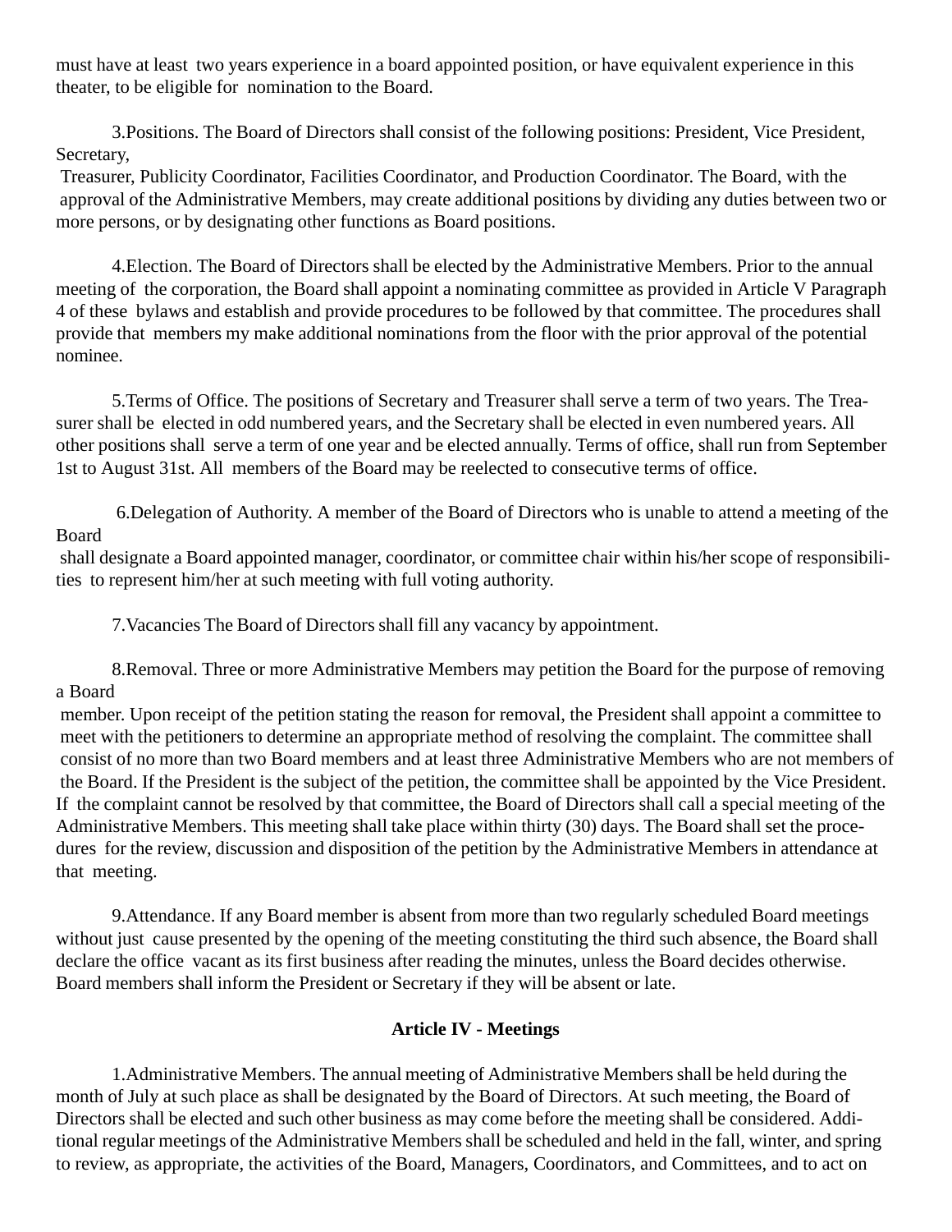must have at least two years experience in a board appointed position, or have equivalent experience in this theater, to be eligible for nomination to the Board.

3.Positions. The Board of Directors shall consist of the following positions: President, Vice President, Secretary, Treasurer, Publicity Coordinator, Facilities Coordinator, and Production Coordinator. The Board, with the approval of the Administrative Members, may create additional positions by dividing any duties between two or more persons, or by designating other functions as Board positions.

4.Election. The Board of Directors shall be elected by the Administrative Members. Prior to the annual meeting of the corporation, the Board shall appoint a nominating committee as provided in Article V Paragraph 4 of these bylaws and establish and provide procedures to be followed by that committee. The procedures shall provide that members my make additional nominations from the floor with the prior approval of the potential nominee.

5.Terms of Office. The positions of Secretary and Treasurer shall serve a term of two years. The Treasurer shall be elected in odd numbered years, and the Secretary shall be elected in even numbered years. All other positions shall serve a term of one year and be elected annually. Terms of office, shall run from September 1st to August 31st. All members of the Board may be reelected to consecutive terms of office.

6.Delegation of Authority. A member of the Board of Directors who is unable to attend a meeting of the Board shall designate a Board appointed manager, coordinator, or committee chair within his/her scope of responsibilities to represent him/her at such meeting with full voting authority.

7.Vacancies The Board of Directors shall fill any vacancy by appointment.

8.Removal. Three or more Administrative Members may petition the Board for the purpose of removing a Board member. Upon receipt of the petition stating the reason for removal, the President shall appoint a committee to meet with the petitioners to determine an appropriate method of resolving the complaint. The committee shall consist of no more than two Board members and at least three Administrative Members who are not members of the Board. If the President is the subject of the petition, the committee shall be appointed by the Vice President. If the complaint cannot be resolved by that committee, the Board of Directors shall call a special meeting of the Administrative Members. This meeting shall take place within thirty (30) days. The Board shall set the procedures for the review, discussion and disposition of the petition by the Administrative Members in attendance at that meeting.

9.Attendance. If any Board member is absent from more than two regularly scheduled Board meetings without just cause presented by the opening of the meeting constituting the third such absence, the Board shall declare the office vacant as its first business after reading the minutes, unless the Board decides otherwise. Board members shall inform the President or Secretary if they will be absent or late.

**Article IV - Meetings**

1.Administrative Members. The annual meeting of Administrative Members shall be held during the month of July at such place as shall be designated by the Board of Directors. At such meeting, the Board of Directors shall be elected and such other business as may come before the meeting shall be considered. Additional regular meetings of the Administrative Members shall be scheduled and held in the fall, winter, and spring to review, as appropriate, the activities of the Board, Managers, Coordinators, and Committees, and to act on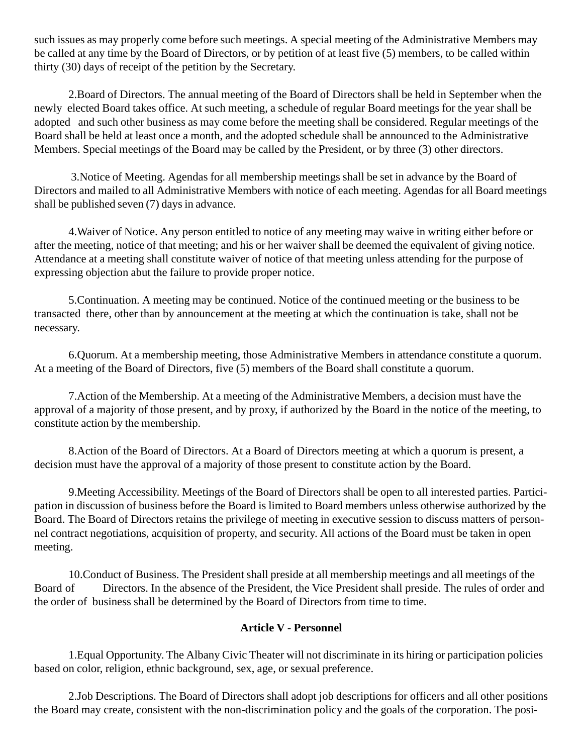such issues as may properly come before such meetings. A special meeting of the Administrative Members may be called at any time by the Board of Directors, or by petition of at least five (5) members, to be called within thirty (30) days of receipt of the petition by the Secretary.

2.Board of Directors. The annual meeting of the Board of Directors shall be held in September when the newly elected Board takes office. At such meeting, a schedule of regular Board meetings for the year shall be adopted and such other business as may come before the meeting shall be considered. Regular meetings of the Board shall be held at least once a month, and the adopted schedule shall be announced to the Administrative Members. Special meetings of the Board may be called by the President, or by three (3) other directors.

3.Notice of Meeting. Agendas for all membership meetings shall be set in advance by the Board of Directors and mailed to all Administrative Members with notice of each meeting. Agendas for all Board meetings shall be published seven (7) days in advance.

4.Waiver of Notice. Any person entitled to notice of any meeting may waive in writing either before or after the meeting, notice of that meeting; and his or her waiver shall be deemed the equivalent of giving notice. Attendance at a meeting shall constitute waiver of notice of that meeting unless attending for the purpose of expressing objection abut the failure to provide proper notice.

5.Continuation. A meeting may be continued. Notice of the continued meeting or the business to be transacted there, other than by announcement at the meeting at which the continuation is take, shall not be necessary.

6.Quorum. At a membership meeting, those Administrative Members in attendance constitute a quorum. At a meeting of the Board of Directors, five (5) members of the Board shall constitute a quorum.

7.Action of the Membership. At a meeting of the Administrative Members, a decision must have the approval of a majority of those present, and by proxy, if authorized by the Board in the notice of the meeting, to constitute action by the membership.

8.Action of the Board of Directors. At a Board of Directors meeting at which a quorum is present, a decision must have the approval of a majority of those present to constitute action by the Board.

9.Meeting Accessibility. Meetings of the Board of Directors shall be open to all interested parties. Participation in discussion of business before the Board is limited to Board members unless otherwise authorized by the Board. The Board of Directors retains the privilege of meeting in executive session to discuss matters of personnel contract negotiations, acquisition of property, and security. All actions of the Board must be taken in open meeting.

10.Conduct of Business. The President shall preside at all membership meetings and all meetings of the Board of Directors. In the absence of the President, the Vice President shall preside. The rules of order and the order of business shall be determined by the Board of Directors from time to time.

## Article V - Personnel

1.Equal Opportunity. The Albany Civic Theater will not discriminate in its hiring or participation policies based on color, religion, ethnic background, sex, age, or sexual preference.

2.Job Descriptions. The Board of Directors shall adopt job descriptions for officers and all other positions the Board may create, consistent with the non-discrimination policy and the goals of the corporation. The posi-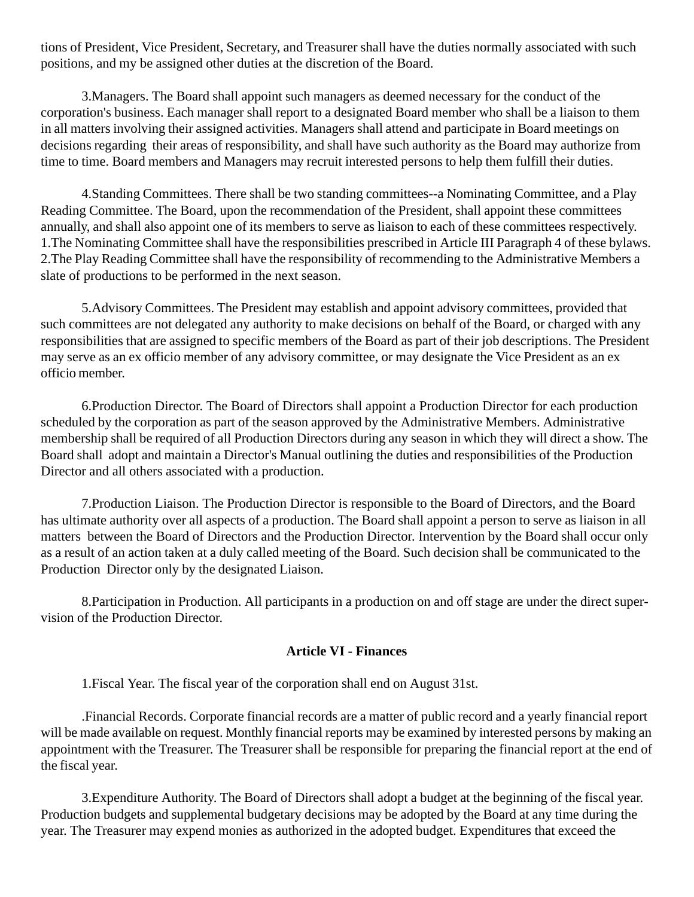tions of President, Vice President, Secretary, and Treasurer shall have the duties normally associated with such positions, and my be assigned other duties at the discretion of the Board.

3.Managers. The Board shall appoint such managers as deemed necessary for the conduct of the corporation's business. Each manager shall report to a designated Board member who shall be a liaison to them in all matters involving their assigned activities. Managers shall attend and participate in Board meetings on decisions regarding their areas of responsibility, and shall have such authority as the Board may authorize from time to time. Board members and Managers may recruit interested persons to help them fulfill their duties.

4.Standing Committees. There shall be two standing committees--a Nominating Committee, and a Play Reading Committee. The Board, upon the recommendation of the President, shall appoint these committees annually, and shall also appoint one of its members to serve as liaison to each of these committees respectively.
1.The Nominating Committee shall have the responsibilities prescribed in Article III Paragraph 4 of these bylaws.
2.The Play Reading Committee shall have the responsibility of recommending to the Administrative Members a slate of productions to be performed in the next season.

5.Advisory Committees. The President may establish and appoint advisory committees, provided that such committees are not delegated any authority to make decisions on behalf of the Board, or charged with any responsibilities that are assigned to specific members of the Board as part of their job descriptions. The President may serve as an ex officio member of any advisory committee, or may designate the Vice President as an ex officio member.

6.Production Director. The Board of Directors shall appoint a Production Director for each production scheduled by the corporation as part of the season approved by the Administrative Members. Administrative membership shall be required of all Production Directors during any season in which they will direct a show. The Board shall adopt and maintain a Director's Manual outlining the duties and responsibilities of the Production Director and all others associated with a production.

7.Production Liaison. The Production Director is responsible to the Board of Directors, and the Board has ultimate authority over all aspects of a production. The Board shall appoint a person to serve as liaison in all matters between the Board of Directors and the Production Director. Intervention by the Board shall occur only as a result of an action taken at a duly called meeting of the Board. Such decision shall be communicated to the Production Director only by the designated Liaison.

8.Participation in Production. All participants in a production on and off stage are under the direct supervision of the Production Director.

### Article VI - Finances

1.Fiscal Year. The fiscal year of the corporation shall end on August 31st.

.Financial Records. Corporate financial records are a matter of public record and a yearly financial report will be made available on request. Monthly financial reports may be examined by interested persons by making an appointment with the Treasurer. The Treasurer shall be responsible for preparing the financial report at the end of the fiscal year.

3.Expenditure Authority. The Board of Directors shall adopt a budget at the beginning of the fiscal year. Production budgets and supplemental budgetary decisions may be adopted by the Board at any time during the year. The Treasurer may expend monies as authorized in the adopted budget. Expenditures that exceed the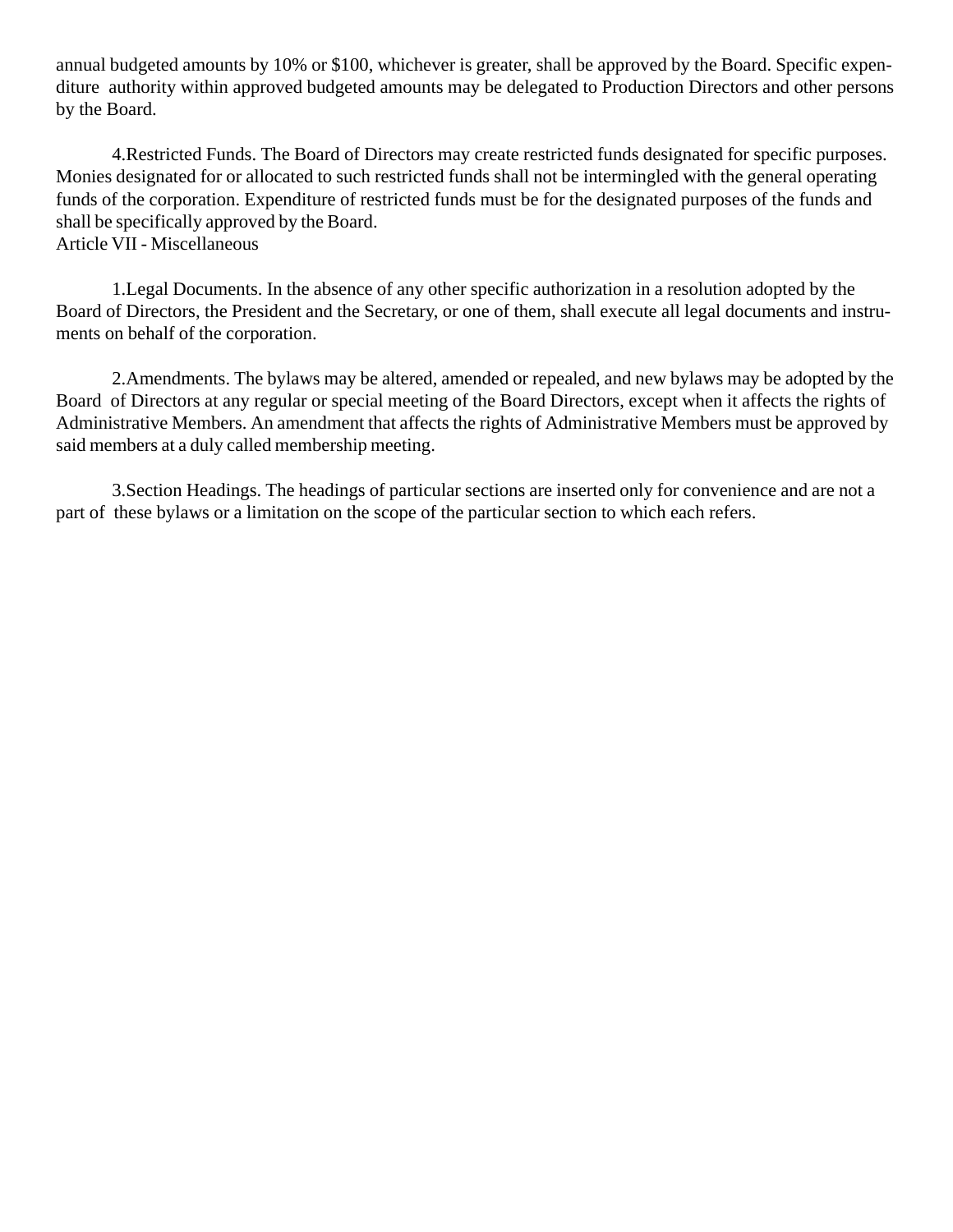annual budgeted amounts by 10% or $100, whichever is greater, shall be approved by the Board. Specific expenditure authority within approved budgeted amounts may be delegated to Production Directors and other persons by the Board.

4.Restricted Funds. The Board of Directors may create restricted funds designated for specific purposes. Monies designated for or allocated to such restricted funds shall not be intermingled with the general operating funds of the corporation. Expenditure of restricted funds must be for the designated purposes of the funds and shall be specifically approved by the Board.

Article VII - Miscellaneous

1.Legal Documents. In the absence of any other specific authorization in a resolution adopted by the Board of Directors, the President and the Secretary, or one of them, shall execute all legal documents and instruments on behalf of the corporation.

2.Amendments. The bylaws may be altered, amended or repealed, and new bylaws may be adopted by the Board of Directors at any regular or special meeting of the Board Directors, except when it affects the rights of Administrative Members. An amendment that affects the rights of Administrative Members must be approved by said members at a duly called membership meeting.

3.Section Headings. The headings of particular sections are inserted only for convenience and are not a part of these bylaws or a limitation on the scope of the particular section to which each refers.